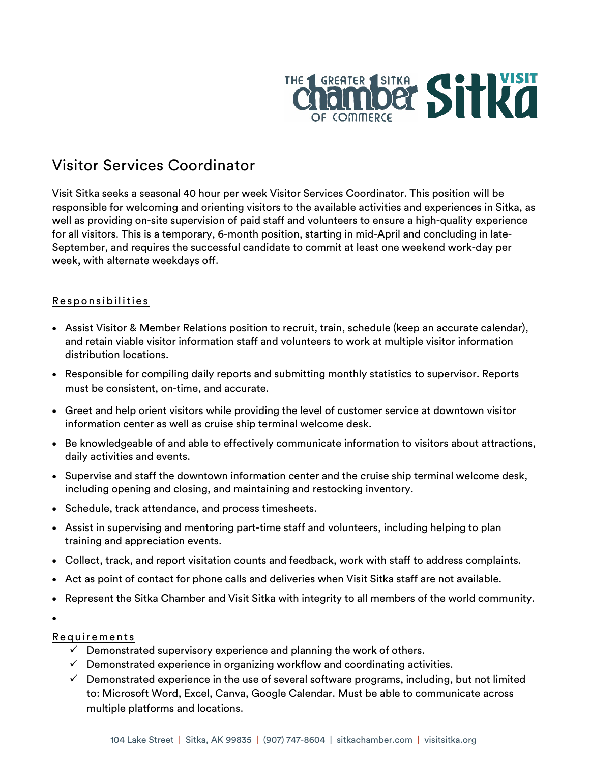# Visitor Services Coordinator

Visit Sitka seeks a seasonal 40 hour per week Visitor Services Coordinator. This position will be responsible for welcoming and orienting visitors to the available activities and experiences in Sitka, as well as providing on-site supervision of paid staff and volunteers to ensure a high-quality experience for all visitors. This is a temporary, 6-month position, starting in mid-April and concluding in late-September, and requires the successful candidate to commit at least one weekend work-day per week, with alternate weekdays off.

## Responsibilities

- Assist Visitor & Member Relations position to recruit, train, schedule (keep an accurate calendar), and retain viable visitor information staff and volunteers to work at multiple visitor information distribution locations.
- Responsible for compiling daily reports and submitting monthly statistics to supervisor. Reports must be consistent, on-time, and accurate.
- Greet and help orient visitors while providing the level of customer service at downtown visitor information center as well as cruise ship terminal welcome desk.
- Be knowledgeable of and able to effectively communicate information to visitors about attractions, daily activities and events.
- Supervise and staff the downtown information center and the cruise ship terminal welcome desk, including opening and closing, and maintaining and restocking inventory.
- Schedule, track attendance, and process timesheets.
- Assist in supervising and mentoring part-time staff and volunteers, including helping to plan training and appreciation events.
- Collect, track, and report visitation counts and feedback, work with staff to address complaints.
- Act as point of contact for phone calls and deliveries when Visit Sitka staff are not available.
- Represent the Sitka Chamber and Visit Sitka with integrity to all members of the world community.

## Requirements

- ✓ Demonstrated supervisory experience and planning the work of others.
- ✓ Demonstrated experience in organizing workflow and coordinating activities.
- ✓ Demonstrated experience in the use of several software programs, including, but not limited to: Microsoft Word, Excel, Canva, Google Calendar. Must be able to communicate across multiple platforms and locations.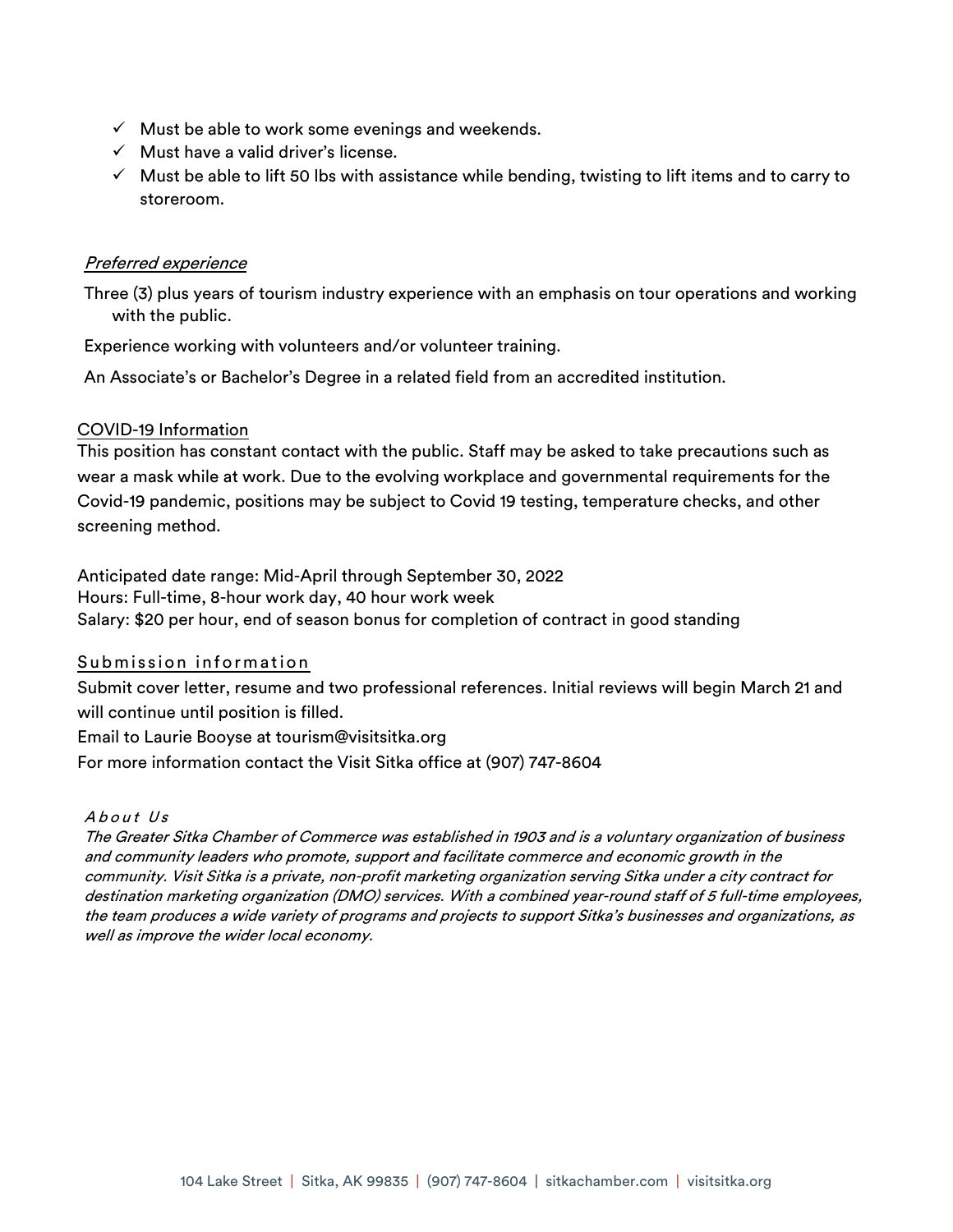- ✓ Must be able to work some evenings and weekends.
- ✓ Must have a valid driver's license.
- ✓ Must be able to lift 50 lbs with assistance while bending, twisting to lift items and to carry to storeroom.

*Preferred experience*

Three (3) plus years of tourism industry experience with an emphasis on tour operations and working with the public.

Experience working with volunteers and/or volunteer training.

An Associate's or Bachelor's Degree in a related field from an accredited institution.

COVID-19 Information

This position has constant contact with the public. Staff may be asked to take precautions such as wear a mask while at work. Due to the evolving workplace and governmental requirements for the Covid-19 pandemic, positions may be subject to Covid 19 testing, temperature checks, and other screening method.

Anticipated date range: Mid-April through September 30, 2022
Hours: Full-time, 8-hour work day, 40 hour work week
Salary: $20 per hour, end of season bonus for completion of contract in good standing

Submission information

Submit cover letter, resume and two professional references. Initial reviews will begin March 21 and will continue until position is filled.

Email to Laurie Booyse at tourism@visitsitka.org

For more information contact the Visit Sitka office at (907) 747-8604

*About Us*

*The Greater Sitka Chamber of Commerce was established in 1903 and is a voluntary organization of business and community leaders who promote, support and facilitate commerce and economic growth in the community. Visit Sitka is a private, non-profit marketing organization serving Sitka under a city contract for destination marketing organization (DMO) services. With a combined year-round staff of 5 full-time employees, the team produces a wide variety of programs and projects to support Sitka's businesses and organizations, as well as improve the wider local economy.*